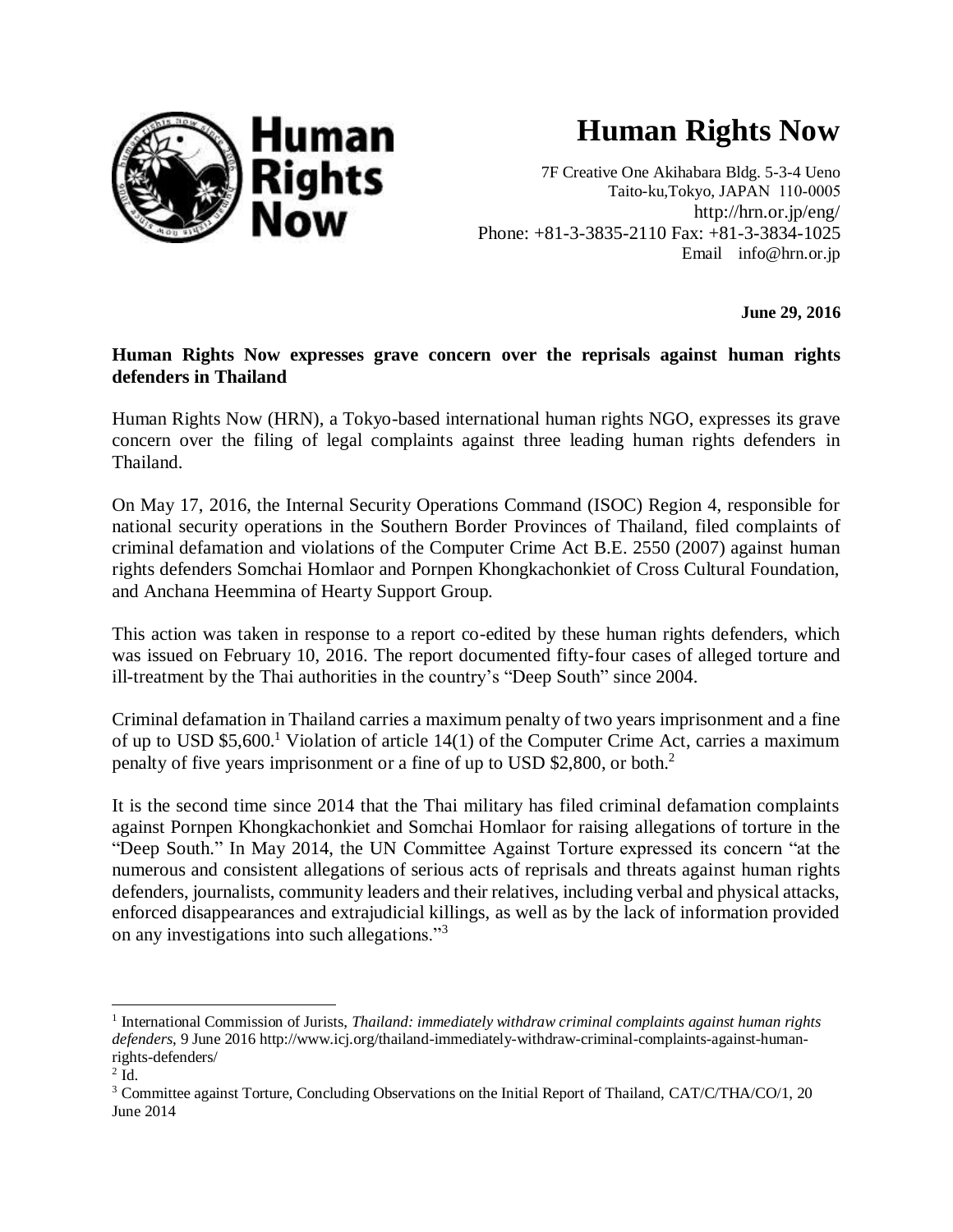# Human Rights Now

7F Creative One Akihabara Bldg. 5-3-4 Ueno
Taito-ku,Tokyo, JAPAN 110-0005
http://hrn.or.jp/eng/
Phone: +81-3-3835-2110 Fax: +81-3-3834-1025
Email info@hrn.or.jp

**June 29, 2016**

**Human Rights Now expresses grave concern over the reprisals against human rights defenders in Thailand**

Human Rights Now (HRN), a Tokyo-based international human rights NGO, expresses its grave concern over the filing of legal complaints against three leading human rights defenders in Thailand.

On May 17, 2016, the Internal Security Operations Command (ISOC) Region 4, responsible for national security operations in the Southern Border Provinces of Thailand, filed complaints of criminal defamation and violations of the Computer Crime Act B.E. 2550 (2007) against human rights defenders Somchai Homlaor and Pornpen Khongkachonkiet of Cross Cultural Foundation, and Anchana Heemmina of Hearty Support Group.

This action was taken in response to a report co-edited by these human rights defenders, which was issued on February 10, 2016. The report documented fifty-four cases of alleged torture and ill-treatment by the Thai authorities in the country's "Deep South" since 2004.

Criminal defamation in Thailand carries a maximum penalty of two years imprisonment and a fine of up to USD $5,600.[1] Violation of article 14(1) of the Computer Crime Act, carries a maximum penalty of five years imprisonment or a fine of up to USD $2,800, or both.[2]

It is the second time since 2014 that the Thai military has filed criminal defamation complaints against Pornpen Khongkachonkiet and Somchai Homlaor for raising allegations of torture in the "Deep South." In May 2014, the UN Committee Against Torture expressed its concern "at the numerous and consistent allegations of serious acts of reprisals and threats against human rights defenders, journalists, community leaders and their relatives, including verbal and physical attacks, enforced disappearances and extrajudicial killings, as well as by the lack of information provided on any investigations into such allegations."[3]

---

[1] International Commission of Jurists, *Thailand: immediately withdraw criminal complaints against human rights defenders*, 9 June 2016 http://www.icj.org/thailand-immediately-withdraw-criminal-complaints-against-human-rights-defenders/

[2] Id.

[3] Committee against Torture, Concluding Observations on the Initial Report of Thailand, CAT/C/THA/CO/1, 20 June 2014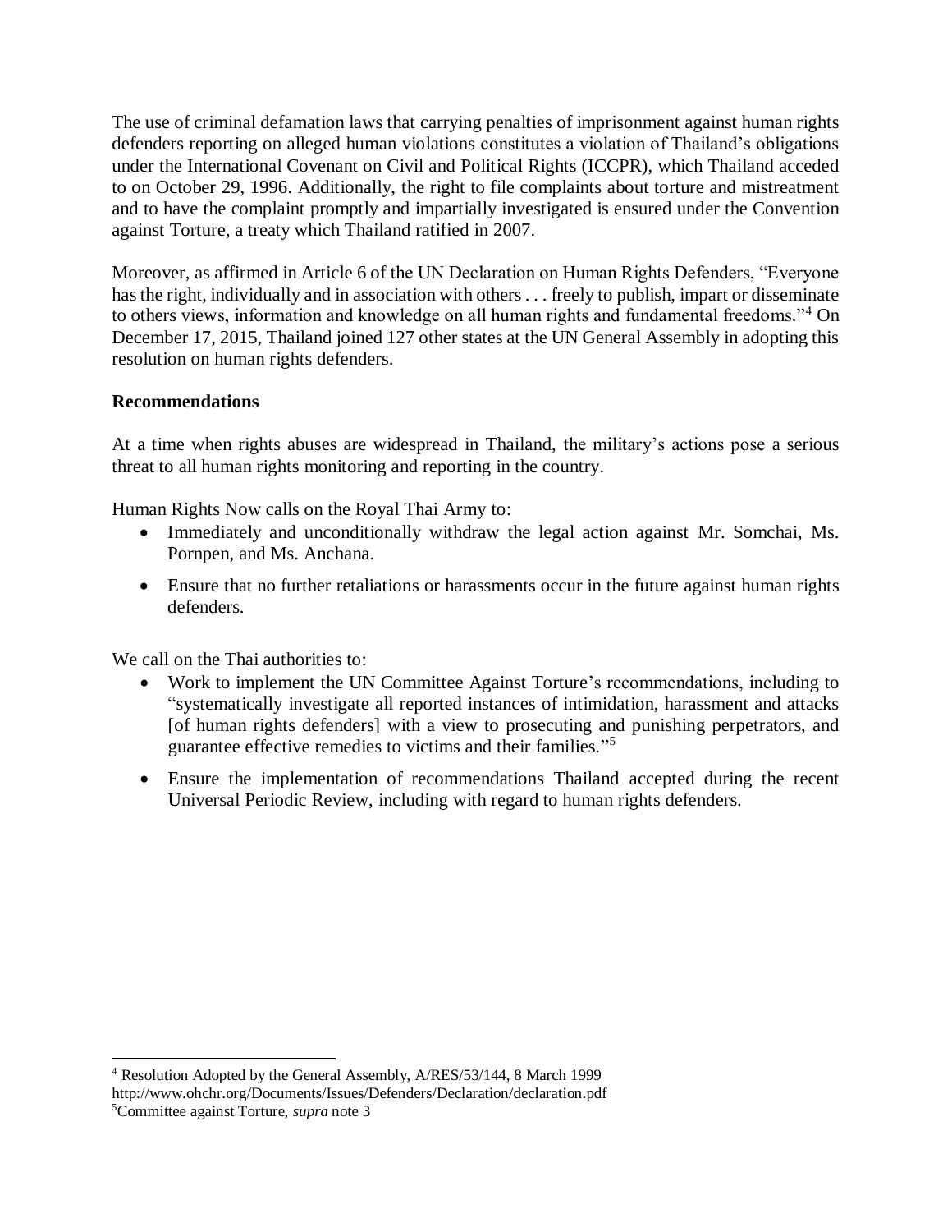The use of criminal defamation laws that carrying penalties of imprisonment against human rights defenders reporting on alleged human violations constitutes a violation of Thailand's obligations under the International Covenant on Civil and Political Rights (ICCPR), which Thailand acceded to on October 29, 1996. Additionally, the right to file complaints about torture and mistreatment and to have the complaint promptly and impartially investigated is ensured under the Convention against Torture, a treaty which Thailand ratified in 2007.

Moreover, as affirmed in Article 6 of the UN Declaration on Human Rights Defenders, "Everyone has the right, individually and in association with others . . . freely to publish, impart or disseminate to others views, information and knowledge on all human rights and fundamental freedoms."[4] On December 17, 2015, Thailand joined 127 other states at the UN General Assembly in adopting this resolution on human rights defenders.

**Recommendations**

At a time when rights abuses are widespread in Thailand, the military's actions pose a serious threat to all human rights monitoring and reporting in the country.

Human Rights Now calls on the Royal Thai Army to:

- Immediately and unconditionally withdraw the legal action against Mr. Somchai, Ms. Pornpen, and Ms. Anchana.
- Ensure that no further retaliations or harassments occur in the future against human rights defenders.

We call on the Thai authorities to:

- Work to implement the UN Committee Against Torture's recommendations, including to "systematically investigate all reported instances of intimidation, harassment and attacks [of human rights defenders] with a view to prosecuting and punishing perpetrators, and guarantee effective remedies to victims and their families."[5]
- Ensure the implementation of recommendations Thailand accepted during the recent Universal Periodic Review, including with regard to human rights defenders.

---

[4] Resolution Adopted by the General Assembly, A/RES/53/144, 8 March 1999
http://www.ohchr.org/Documents/Issues/Defenders/Declaration/declaration.pdf

[5] Committee against Torture, *supra* note 3